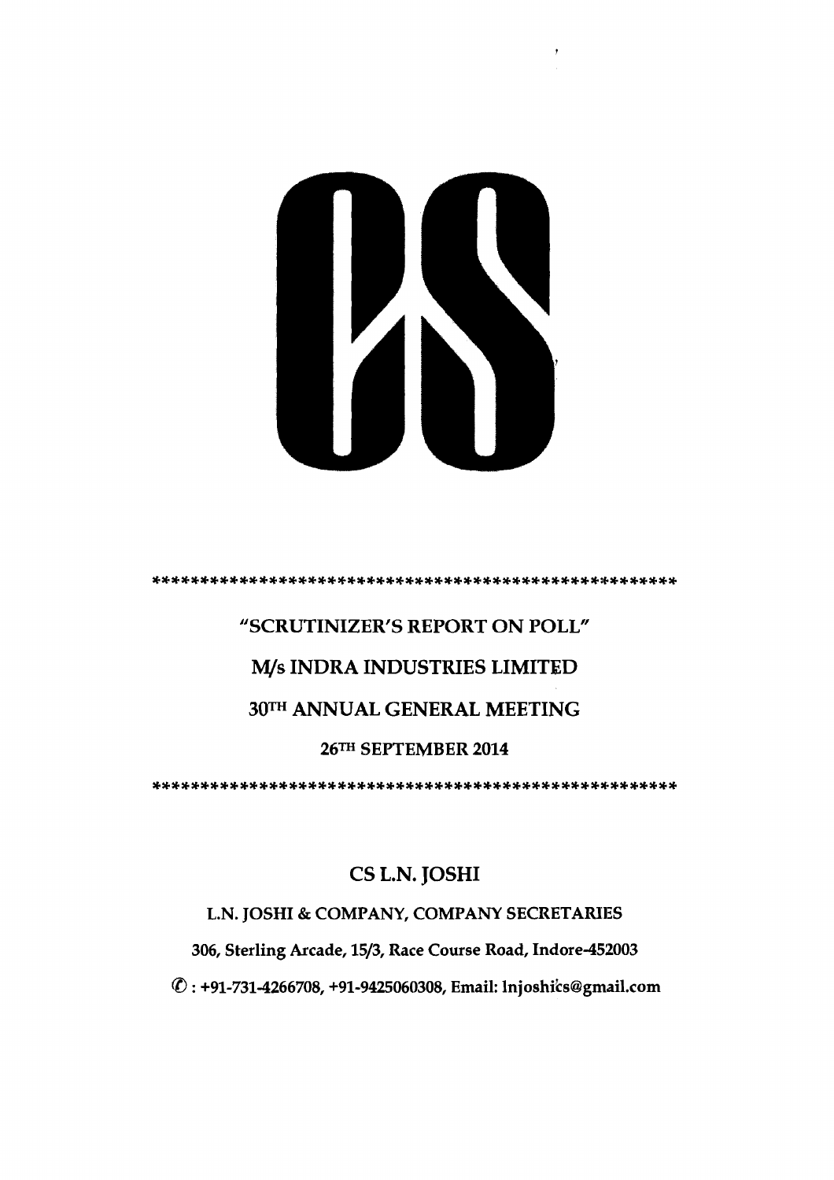\*\*\*\*\*\*\*\*\*\*\*\*\*\*\*\*\*\*\*\*\*\*\*\*\*\*\*\*\*\*\*\*\*\*\*\*\*\*\*\*\*\*\*\*\*\*\*\*\*\*\*\*\*\*

# "SCRUTINIZER'S REPORT ON POLL"

## M/s INDRA INDUSTRIES LIMITED

## 30TH ANNUAL GENERAL MEETING

**26TH SEPTEMBER 2014**

\*\*\*\*\*\*\*\*\*\*\*\*\*\*\*\*\*\*\*\*\*\*\*\*\*\*\*\*\*\*\*\*\*\*\*\*\*\*\*\*\*\*\*\*\*\*\*\*\*\*\*\*\*\*

## CS L.N. JOSHI

**L.N. JOSHI & COMPANY, COMPANY SECRETARIES**

**306, Sterling Arcade, 15/3, Race Course Road, Indore-452003**

**✆ : +91-731-4266708, +91-9425060308, Email: lnjoshics@gmail.com**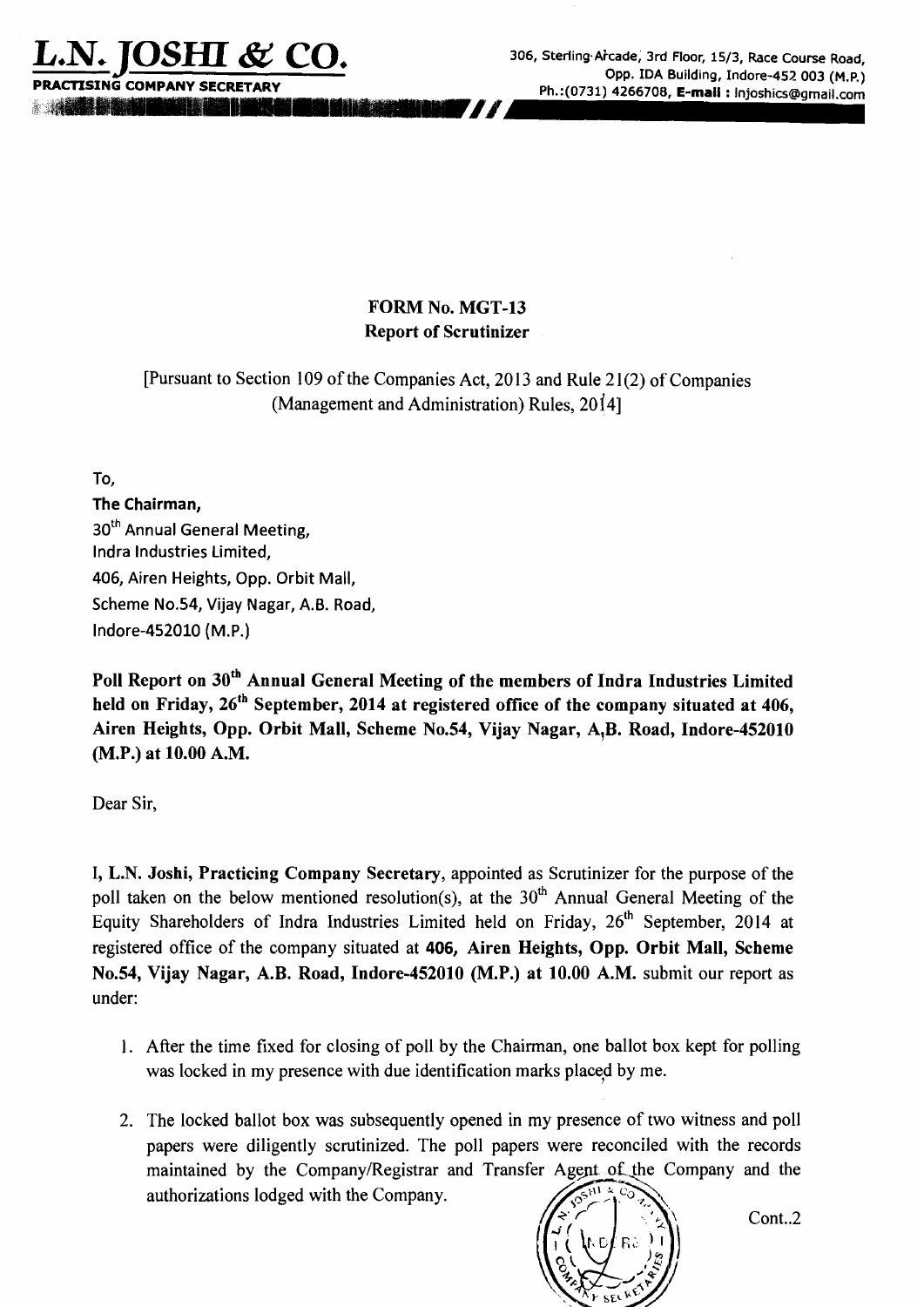**L.N. JOSHI & CO.**
**PRACTISING COMPANY SECRETARY**

306, Sterling Arcade, 3rd Floor, 15/3, Race Course Road, Opp. IDA Building, Indore-452 003 (M.P.)
Ph.:(0731) 4266708, **E-mail :** lnjoshics@gmail.com

**FORM No. MGT-13**
**Report of Scrutinizer**

[Pursuant to Section 109 of the Companies Act, 2013 and Rule 21(2) of Companies (Management and Administration) Rules, 2014]

To,
**The Chairman,**
30th Annual General Meeting,
Indra Industries Limited,
406, Airen Heights, Opp. Orbit Mall,
Scheme No.54, Vijay Nagar, A.B. Road,
Indore-452010 (M.P.)

**Poll Report on 30th Annual General Meeting of the members of Indra Industries Limited held on Friday, 26th September, 2014 at registered office of the company situated at 406, Airen Heights, Opp. Orbit Mall, Scheme No.54, Vijay Nagar, A,B. Road, Indore-452010 (M.P.) at 10.00 A.M.**

Dear Sir,

I, **L.N. Joshi, Practicing Company Secretary**, appointed as Scrutinizer for the purpose of the poll taken on the below mentioned resolution(s), at the 30th Annual General Meeting of the Equity Shareholders of Indra Industries Limited held on Friday, 26th September, 2014 at registered office of the company situated at **406, Airen Heights, Opp. Orbit Mall, Scheme No.54, Vijay Nagar, A.B. Road, Indore-452010 (M.P.) at 10.00 A.M.** submit our report as under:

1. After the time fixed for closing of poll by the Chairman, one ballot box kept for polling was locked in my presence with due identification marks placed by me.

2. The locked ballot box was subsequently opened in my presence of two witness and poll papers were diligently scrutinized. The poll papers were reconciled with the records maintained by the Company/Registrar and Transfer Agent of the Company and the authorizations lodged with the Company.

Cont..2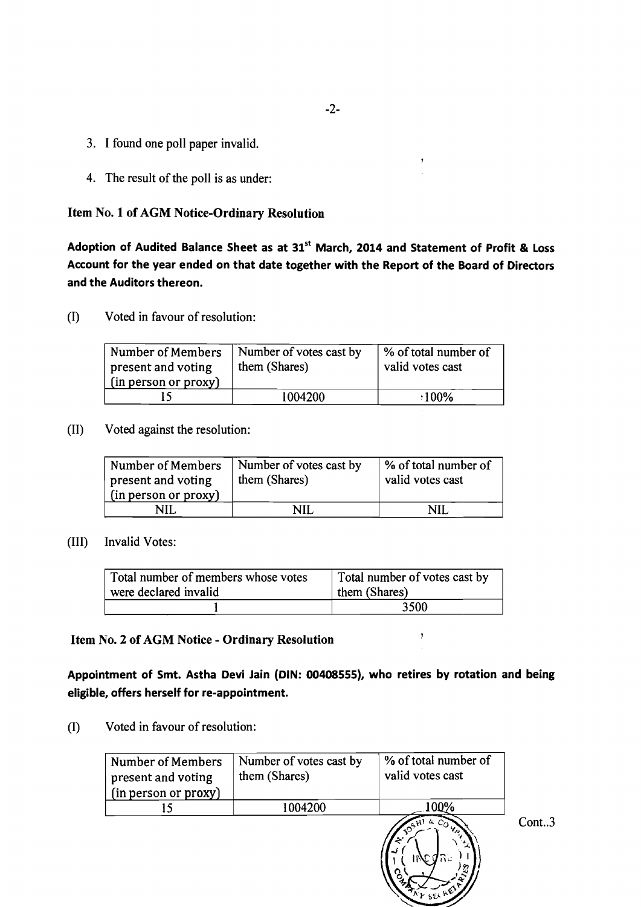3. I found one poll paper invalid.

4. The result of the poll is as under:

**Item No. 1 of AGM Notice-Ordinary Resolution**

**Adoption of Audited Balance Sheet as at 31st March, 2014 and Statement of Profit & Loss Account for the year ended on that date together with the Report of the Board of Directors and the Auditors thereon.**

(I) Voted in favour of resolution:

| Number of Members present and voting (in person or proxy) | Number of votes cast by them (Shares) | % of total number of valid votes cast |
|---|---|---|
| 15 | 1004200 | 100% |

(II) Voted against the resolution:

| Number of Members present and voting (in person or proxy) | Number of votes cast by them (Shares) | % of total number of valid votes cast |
|---|---|---|
| NIL | NIL | NIL |

(III) Invalid Votes:

| Total number of members whose votes were declared invalid | Total number of votes cast by them (Shares) |
|---|---|
| 1 | 3500 |

**Item No. 2 of AGM Notice - Ordinary Resolution**

**Appointment of Smt. Astha Devi Jain (DIN: 00408555), who retires by rotation and being eligible, offers herself for re-appointment.**

(I) Voted in favour of resolution:

| Number of Members present and voting (in person or proxy) | Number of votes cast by them (Shares) | % of total number of valid votes cast |
|---|---|---|
| 15 | 1004200 | 100% |

Cont..3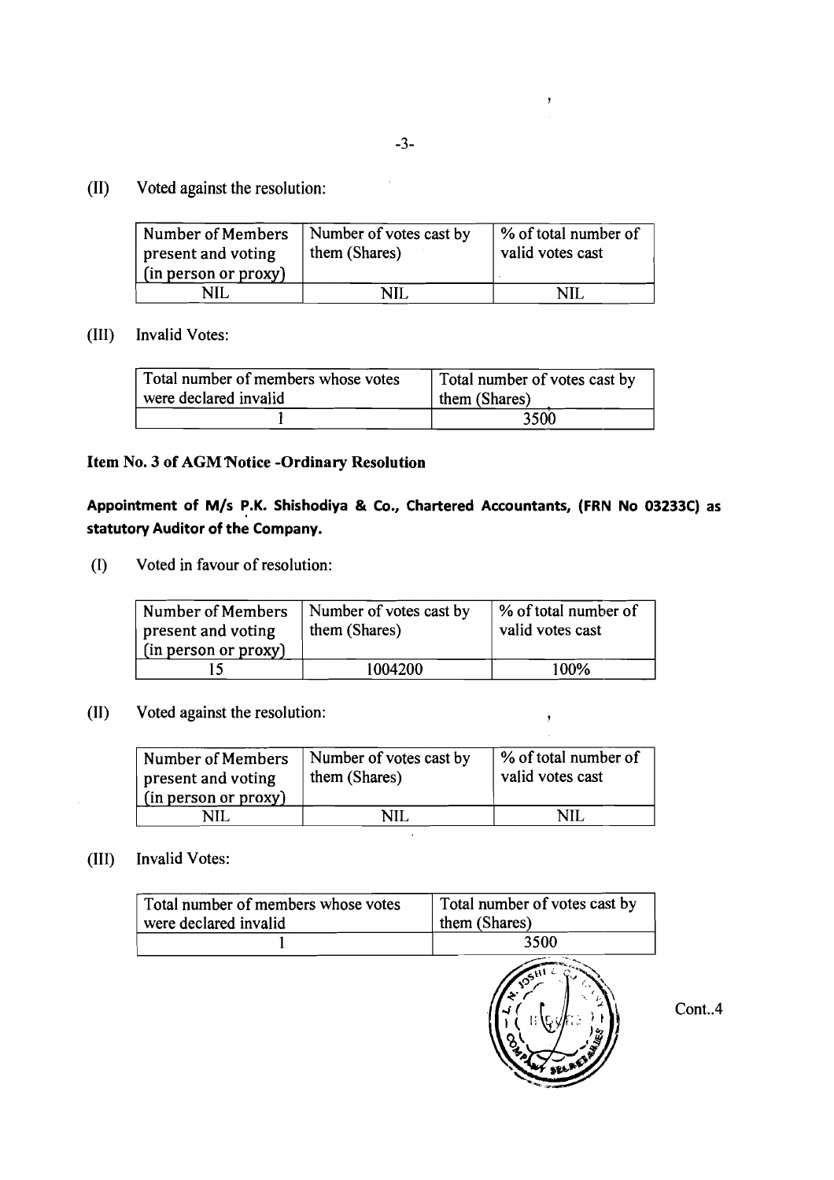(II) Voted against the resolution:

| Number of Members present and voting (in person or proxy) | Number of votes cast by them (Shares) | % of total number of valid votes cast |
|---|---|---|
| NIL | NIL | NIL |

(III) Invalid Votes:

| Total number of members whose votes were declared invalid | Total number of votes cast by them (Shares) |
|---|---|
| 1 | 3500 |

**Item No. 3 of AGM Notice -Ordinary Resolution**

**Appointment of M/s P.K. Shishodiya & Co., Chartered Accountants, (FRN No 03233C) as statutory Auditor of the Company.**

(I) Voted in favour of resolution:

| Number of Members present and voting (in person or proxy) | Number of votes cast by them (Shares) | % of total number of valid votes cast |
|---|---|---|
| 15 | 1004200 | 100% |

(II) Voted against the resolution:

| Number of Members present and voting (in person or proxy) | Number of votes cast by them (Shares) | % of total number of valid votes cast |
|---|---|---|
| NIL | NIL | NIL |

(III) Invalid Votes:

| Total number of members whose votes were declared invalid | Total number of votes cast by them (Shares) |
|---|---|
| 1 | 3500 |

Cont..4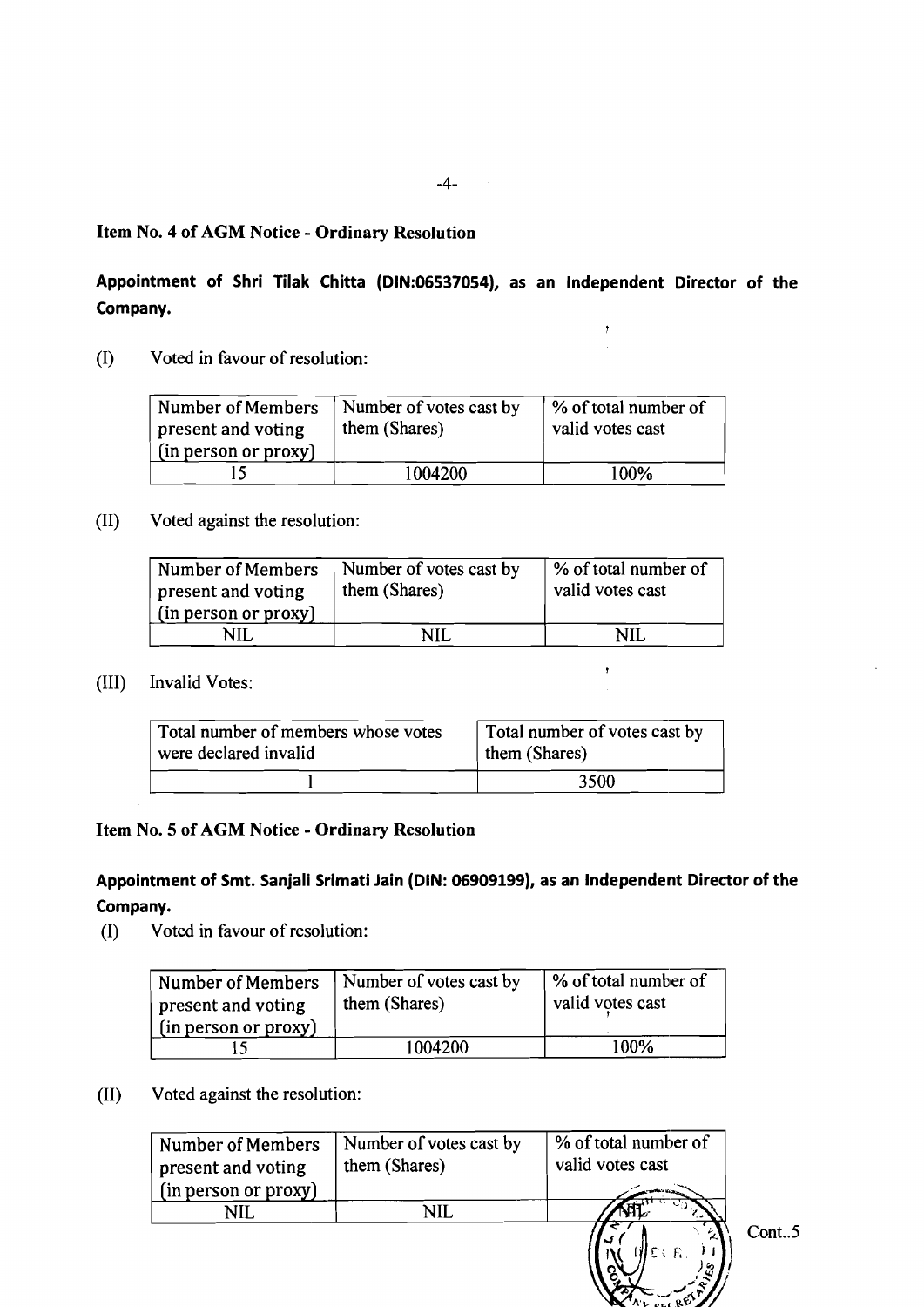**Item No. 4 of AGM Notice - Ordinary Resolution**

**Appointment of Shri Tilak Chitta (DIN:06537054), as an Independent Director of the Company.**

(I) Voted in favour of resolution:

| Number of Members present and voting (in person or proxy) | Number of votes cast by them (Shares) | % of total number of valid votes cast |
|---|---|---|
| 15 | 1004200 | 100% |

(II) Voted against the resolution:

| Number of Members present and voting (in person or proxy) | Number of votes cast by them (Shares) | % of total number of valid votes cast |
|---|---|---|
| NIL | NIL | NIL |

(III) Invalid Votes:

| Total number of members whose votes were declared invalid | Total number of votes cast by them (Shares) |
|---|---|
| 1 | 3500 |

**Item No. 5 of AGM Notice - Ordinary Resolution**

**Appointment of Smt. Sanjali Srimati Jain (DIN: 06909199), as an Independent Director of the Company.**

(I) Voted in favour of resolution:

| Number of Members present and voting (in person or proxy) | Number of votes cast by them (Shares) | % of total number of valid votes cast |
|---|---|---|
| 15 | 1004200 | 100% |

(II) Voted against the resolution:

| Number of Members present and voting (in person or proxy) | Number of votes cast by them (Shares) | % of total number of valid votes cast |
|---|---|---|
| NIL | NIL | NIL |

Cont..5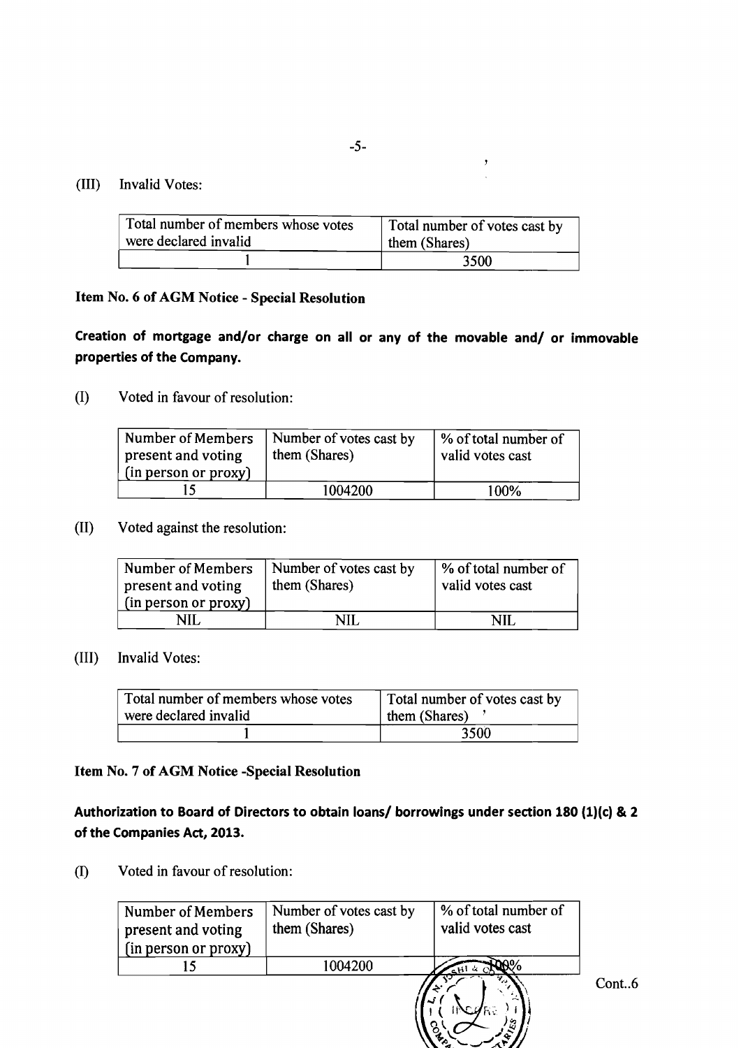(III) Invalid Votes:

| Total number of members whose votes were declared invalid | Total number of votes cast by them (Shares) |
|---|---|
| 1 | 3500 |

**Item No. 6 of AGM Notice - Special Resolution**

**Creation of mortgage and/or charge on all or any of the movable and/ or immovable properties of the Company.**

(I) Voted in favour of resolution:

| Number of Members present and voting (in person or proxy) | Number of votes cast by them (Shares) | % of total number of valid votes cast |
|---|---|---|
| 15 | 1004200 | 100% |

(II) Voted against the resolution:

| Number of Members present and voting (in person or proxy) | Number of votes cast by them (Shares) | % of total number of valid votes cast |
|---|---|---|
| NIL | NIL | NIL |

(III) Invalid Votes:

| Total number of members whose votes were declared invalid | Total number of votes cast by them (Shares) |
|---|---|
| 1 | 3500 |

**Item No. 7 of AGM Notice -Special Resolution**

**Authorization to Board of Directors to obtain loans/ borrowings under section 180 (1)(c) & 2 of the Companies Act, 2013.**

(I) Voted in favour of resolution:

| Number of Members present and voting (in person or proxy) | Number of votes cast by them (Shares) | % of total number of valid votes cast |
|---|---|---|
| 15 | 1004200 | 100% |

Cont..6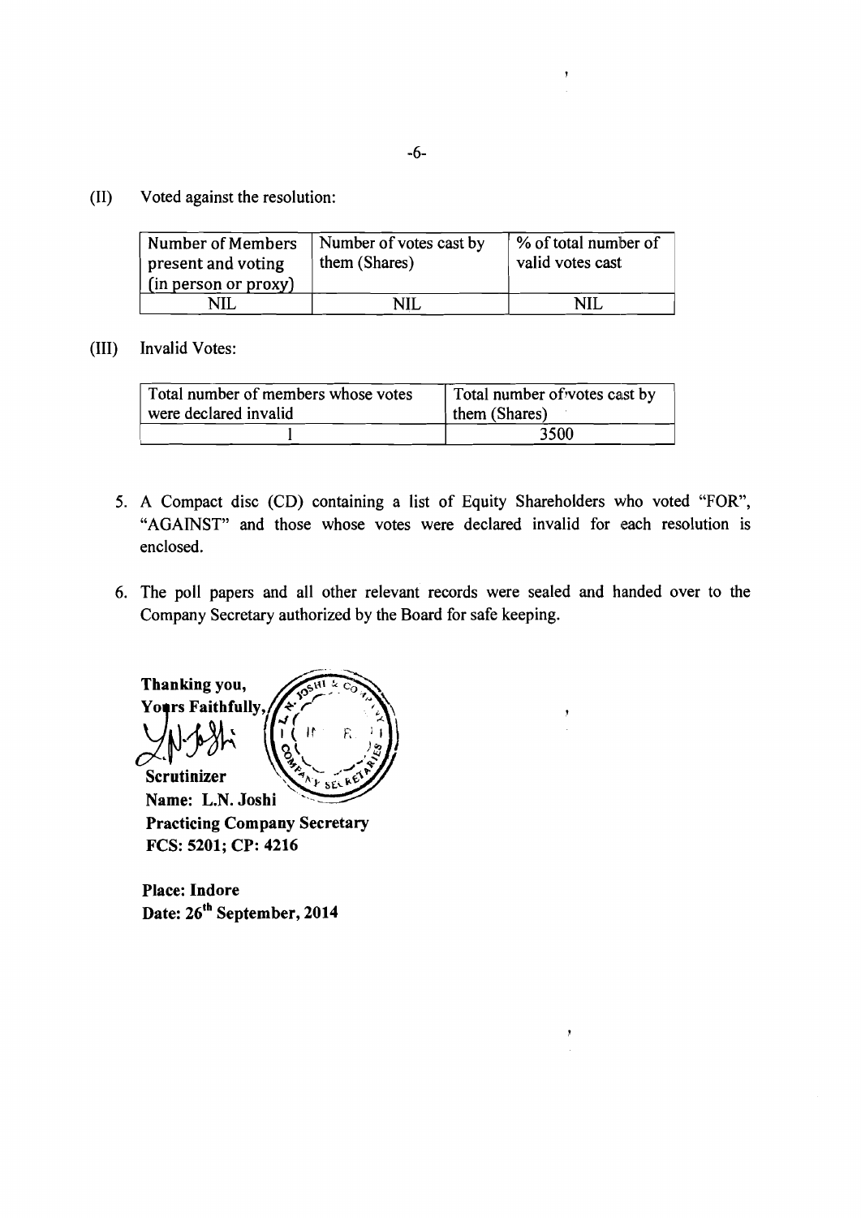(II) Voted against the resolution:

| Number of Members present and voting (in person or proxy) | Number of votes cast by them (Shares) | % of total number of valid votes cast |
|---|---|---|
| NIL | NIL | NIL |

(III) Invalid Votes:

| Total number of members whose votes were declared invalid | Total number of votes cast by them (Shares) |
|---|---|
| 1 | 3500 |

5. A Compact disc (CD) containing a list of Equity Shareholders who voted "FOR", "AGAINST" and those whose votes were declared invalid for each resolution is enclosed.

6. The poll papers and all other relevant records were sealed and handed over to the Company Secretary authorized by the Board for safe keeping.

**Thanking you,**
**Yours Faithfully,**

**Scrutinizer**
**Name: L.N. Joshi**
**Practicing Company Secretary**
**FCS: 5201; CP: 4216**

**Place: Indore**
**Date: 26th September, 2014**